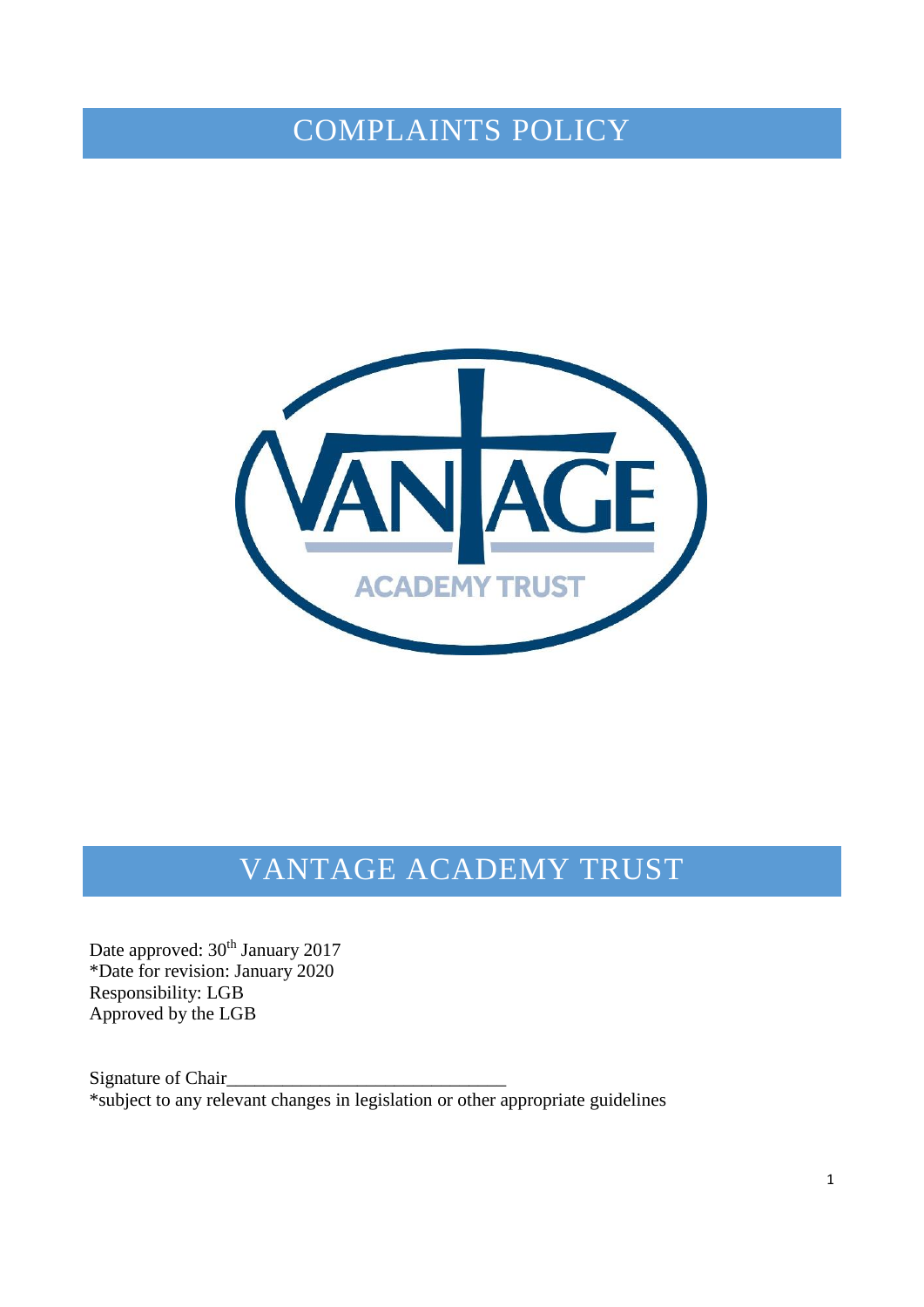# COMPLAINTS POLICY

# VANTAGE ACADEMY TRUST

Date approved: 30th January 2017
*Date for revision: January 2020
Responsibility: LGB
Approved by the LGB

Signature of Chair______________________________
*subject to any relevant changes in legislation or other appropriate guidelines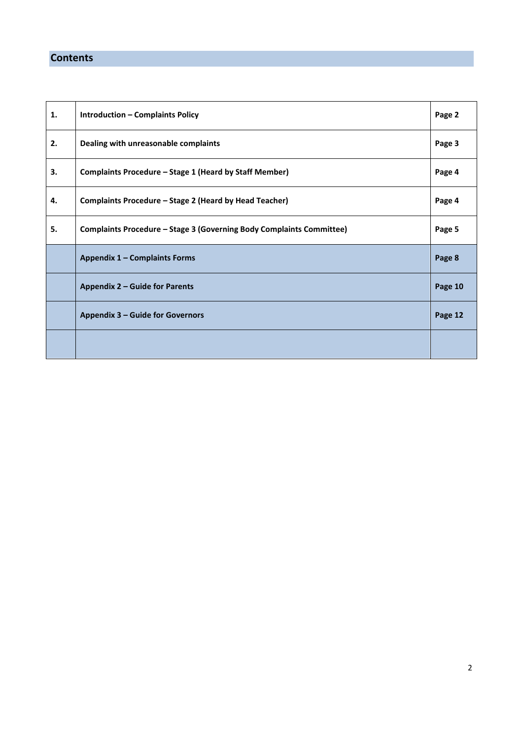## Contents

| | | |
|---|---|---|
| **1.** | **Introduction – Complaints Policy** | **Page 2** |
| **2.** | **Dealing with unreasonable complaints** | **Page 3** |
| **3.** | **Complaints Procedure – Stage 1 (Heard by Staff Member)** | **Page 4** |
| **4.** | **Complaints Procedure – Stage 2 (Heard by Head Teacher)** | **Page 4** |
| **5.** | **Complaints Procedure – Stage 3 (Governing Body Complaints Committee)** | **Page 5** |
| | **Appendix 1 – Complaints Forms** | **Page 8** |
| | **Appendix 2 – Guide for Parents** | **Page 10** |
| | **Appendix 3 – Guide for Governors** | **Page 12** |
| | | |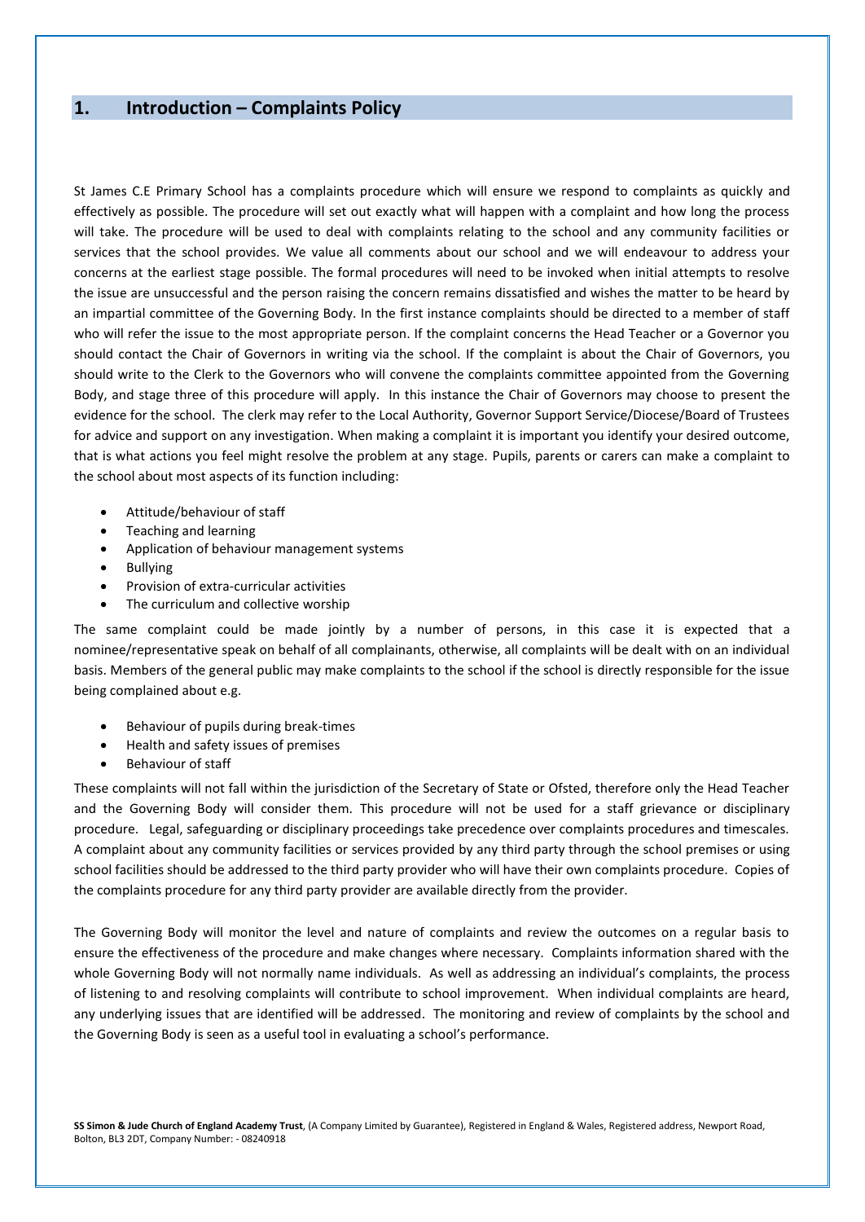## 1. Introduction – Complaints Policy

St James C.E Primary School has a complaints procedure which will ensure we respond to complaints as quickly and effectively as possible. The procedure will set out exactly what will happen with a complaint and how long the process will take. The procedure will be used to deal with complaints relating to the school and any community facilities or services that the school provides. We value all comments about our school and we will endeavour to address your concerns at the earliest stage possible. The formal procedures will need to be invoked when initial attempts to resolve the issue are unsuccessful and the person raising the concern remains dissatisfied and wishes the matter to be heard by an impartial committee of the Governing Body. In the first instance complaints should be directed to a member of staff who will refer the issue to the most appropriate person. If the complaint concerns the Head Teacher or a Governor you should contact the Chair of Governors in writing via the school. If the complaint is about the Chair of Governors, you should write to the Clerk to the Governors who will convene the complaints committee appointed from the Governing Body, and stage three of this procedure will apply. In this instance the Chair of Governors may choose to present the evidence for the school. The clerk may refer to the Local Authority, Governor Support Service/Diocese/Board of Trustees for advice and support on any investigation. When making a complaint it is important you identify your desired outcome, that is what actions you feel might resolve the problem at any stage. Pupils, parents or carers can make a complaint to the school about most aspects of its function including:

- Attitude/behaviour of staff
- Teaching and learning
- Application of behaviour management systems
- Bullying
- Provision of extra-curricular activities
- The curriculum and collective worship

The same complaint could be made jointly by a number of persons, in this case it is expected that a nominee/representative speak on behalf of all complainants, otherwise, all complaints will be dealt with on an individual basis. Members of the general public may make complaints to the school if the school is directly responsible for the issue being complained about e.g.

- Behaviour of pupils during break-times
- Health and safety issues of premises
- Behaviour of staff

These complaints will not fall within the jurisdiction of the Secretary of State or Ofsted, therefore only the Head Teacher and the Governing Body will consider them. This procedure will not be used for a staff grievance or disciplinary procedure. Legal, safeguarding or disciplinary proceedings take precedence over complaints procedures and timescales. A complaint about any community facilities or services provided by any third party through the school premises or using school facilities should be addressed to the third party provider who will have their own complaints procedure. Copies of the complaints procedure for any third party provider are available directly from the provider.

The Governing Body will monitor the level and nature of complaints and review the outcomes on a regular basis to ensure the effectiveness of the procedure and make changes where necessary. Complaints information shared with the whole Governing Body will not normally name individuals. As well as addressing an individual's complaints, the process of listening to and resolving complaints will contribute to school improvement. When individual complaints are heard, any underlying issues that are identified will be addressed. The monitoring and review of complaints by the school and the Governing Body is seen as a useful tool in evaluating a school's performance.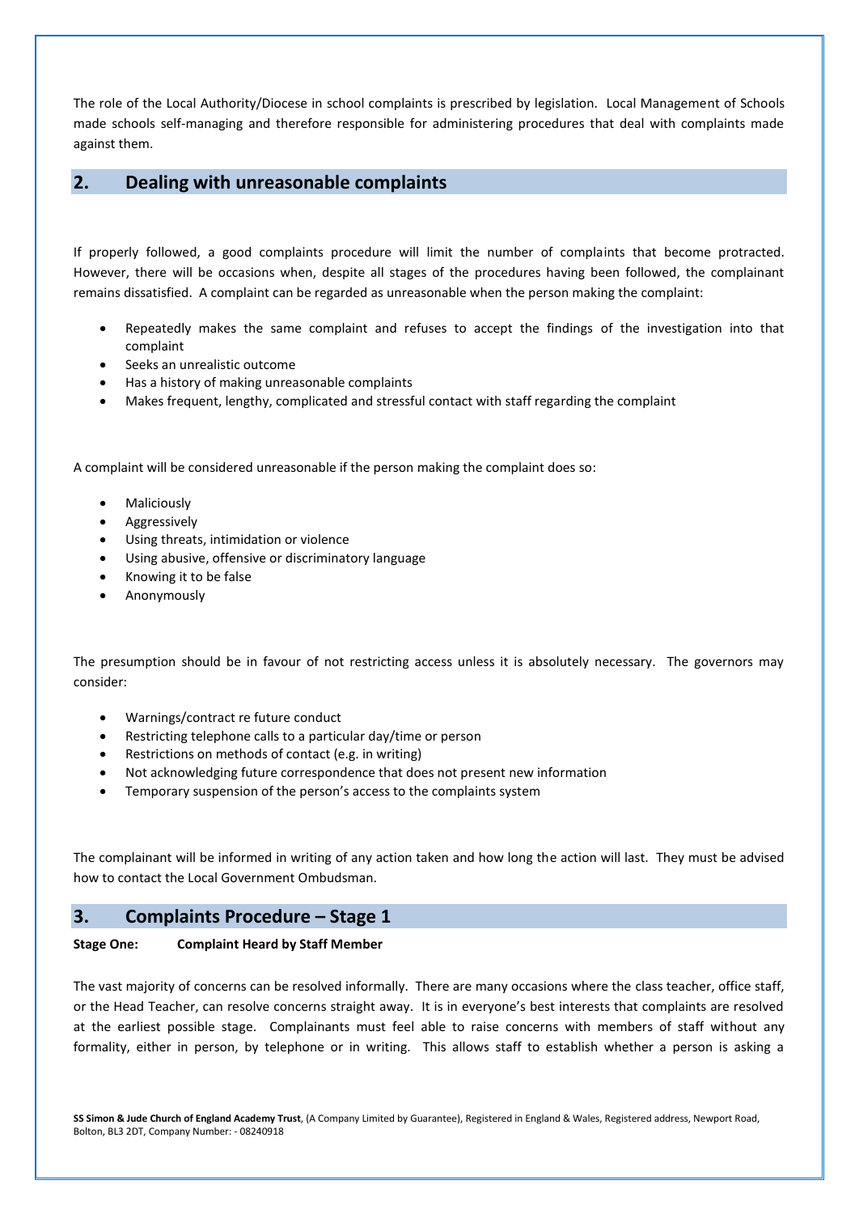The role of the Local Authority/Diocese in school complaints is prescribed by legislation. Local Management of Schools made schools self-managing and therefore responsible for administering procedures that deal with complaints made against them.

## 2. Dealing with unreasonable complaints

If properly followed, a good complaints procedure will limit the number of complaints that become protracted. However, there will be occasions when, despite all stages of the procedures having been followed, the complainant remains dissatisfied. A complaint can be regarded as unreasonable when the person making the complaint:

- Repeatedly makes the same complaint and refuses to accept the findings of the investigation into that complaint
- Seeks an unrealistic outcome
- Has a history of making unreasonable complaints
- Makes frequent, lengthy, complicated and stressful contact with staff regarding the complaint

A complaint will be considered unreasonable if the person making the complaint does so:

- Maliciously
- Aggressively
- Using threats, intimidation or violence
- Using abusive, offensive or discriminatory language
- Knowing it to be false
- Anonymously

The presumption should be in favour of not restricting access unless it is absolutely necessary. The governors may consider:

- Warnings/contract re future conduct
- Restricting telephone calls to a particular day/time or person
- Restrictions on methods of contact (e.g. in writing)
- Not acknowledging future correspondence that does not present new information
- Temporary suspension of the person's access to the complaints system

The complainant will be informed in writing of any action taken and how long the action will last. They must be advised how to contact the Local Government Ombudsman.

## 3. Complaints Procedure – Stage 1

**Stage One: Complaint Heard by Staff Member**

The vast majority of concerns can be resolved informally. There are many occasions where the class teacher, office staff, or the Head Teacher, can resolve concerns straight away. It is in everyone's best interests that complaints are resolved at the earliest possible stage. Complainants must feel able to raise concerns with members of staff without any formality, either in person, by telephone or in writing. This allows staff to establish whether a person is asking a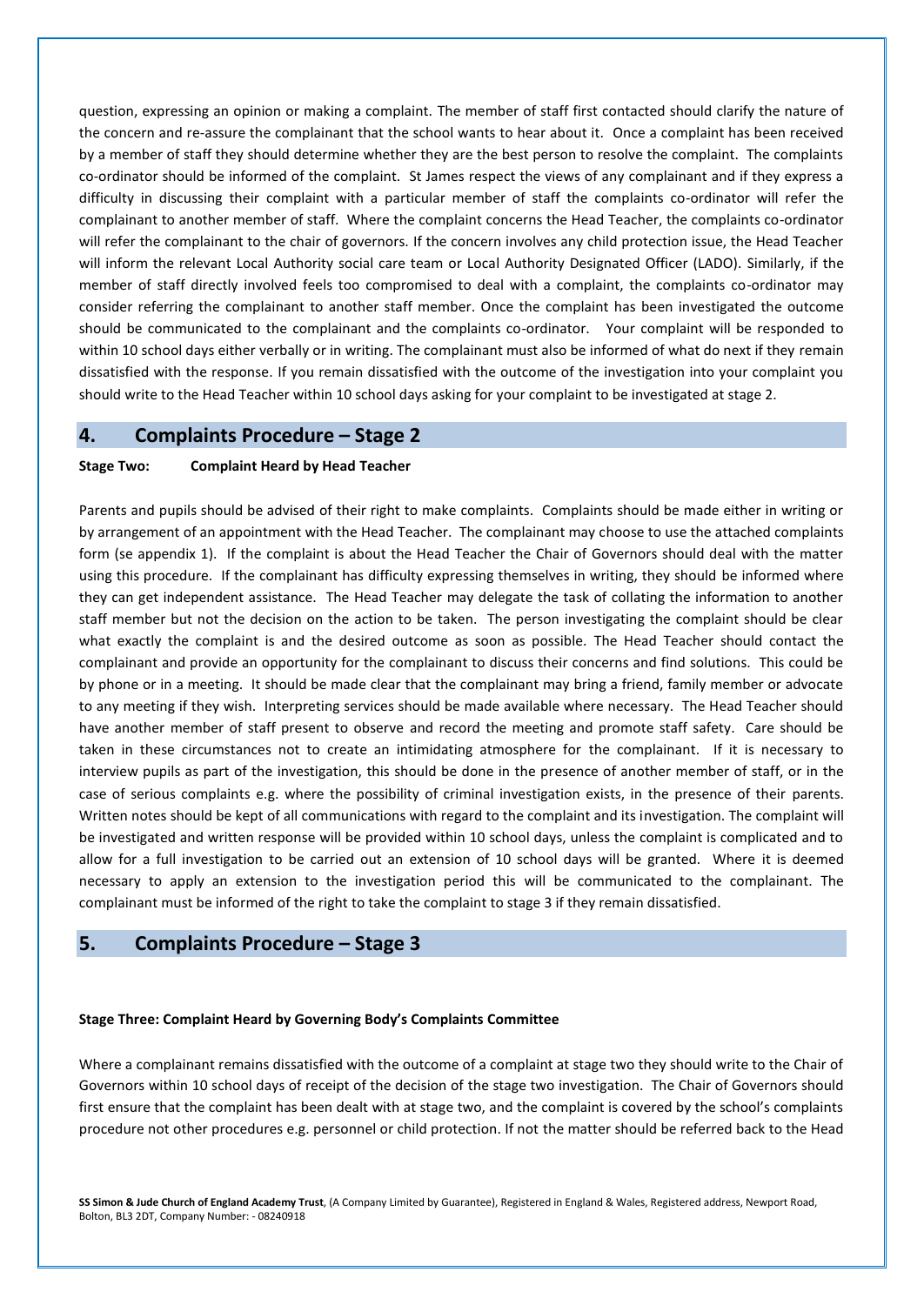question, expressing an opinion or making a complaint. The member of staff first contacted should clarify the nature of the concern and re-assure the complainant that the school wants to hear about it. Once a complaint has been received by a member of staff they should determine whether they are the best person to resolve the complaint. The complaints co-ordinator should be informed of the complaint. St James respect the views of any complainant and if they express a difficulty in discussing their complaint with a particular member of staff the complaints co-ordinator will refer the complainant to another member of staff. Where the complaint concerns the Head Teacher, the complaints co-ordinator will refer the complainant to the chair of governors. If the concern involves any child protection issue, the Head Teacher will inform the relevant Local Authority social care team or Local Authority Designated Officer (LADO). Similarly, if the member of staff directly involved feels too compromised to deal with a complaint, the complaints co-ordinator may consider referring the complainant to another staff member. Once the complaint has been investigated the outcome should be communicated to the complainant and the complaints co-ordinator. Your complaint will be responded to within 10 school days either verbally or in writing. The complainant must also be informed of what do next if they remain dissatisfied with the response. If you remain dissatisfied with the outcome of the investigation into your complaint you should write to the Head Teacher within 10 school days asking for your complaint to be investigated at stage 2.

## 4. Complaints Procedure – Stage 2

**Stage Two: Complaint Heard by Head Teacher**

Parents and pupils should be advised of their right to make complaints. Complaints should be made either in writing or by arrangement of an appointment with the Head Teacher. The complainant may choose to use the attached complaints form (se appendix 1). If the complaint is about the Head Teacher the Chair of Governors should deal with the matter using this procedure. If the complainant has difficulty expressing themselves in writing, they should be informed where they can get independent assistance. The Head Teacher may delegate the task of collating the information to another staff member but not the decision on the action to be taken. The person investigating the complaint should be clear what exactly the complaint is and the desired outcome as soon as possible. The Head Teacher should contact the complainant and provide an opportunity for the complainant to discuss their concerns and find solutions. This could be by phone or in a meeting. It should be made clear that the complainant may bring a friend, family member or advocate to any meeting if they wish. Interpreting services should be made available where necessary. The Head Teacher should have another member of staff present to observe and record the meeting and promote staff safety. Care should be taken in these circumstances not to create an intimidating atmosphere for the complainant. If it is necessary to interview pupils as part of the investigation, this should be done in the presence of another member of staff, or in the case of serious complaints e.g. where the possibility of criminal investigation exists, in the presence of their parents. Written notes should be kept of all communications with regard to the complaint and its investigation. The complaint will be investigated and written response will be provided within 10 school days, unless the complaint is complicated and to allow for a full investigation to be carried out an extension of 10 school days will be granted. Where it is deemed necessary to apply an extension to the investigation period this will be communicated to the complainant. The complainant must be informed of the right to take the complaint to stage 3 if they remain dissatisfied.

## 5. Complaints Procedure – Stage 3

**Stage Three: Complaint Heard by Governing Body's Complaints Committee**

Where a complainant remains dissatisfied with the outcome of a complaint at stage two they should write to the Chair of Governors within 10 school days of receipt of the decision of the stage two investigation. The Chair of Governors should first ensure that the complaint has been dealt with at stage two, and the complaint is covered by the school's complaints procedure not other procedures e.g. personnel or child protection. If not the matter should be referred back to the Head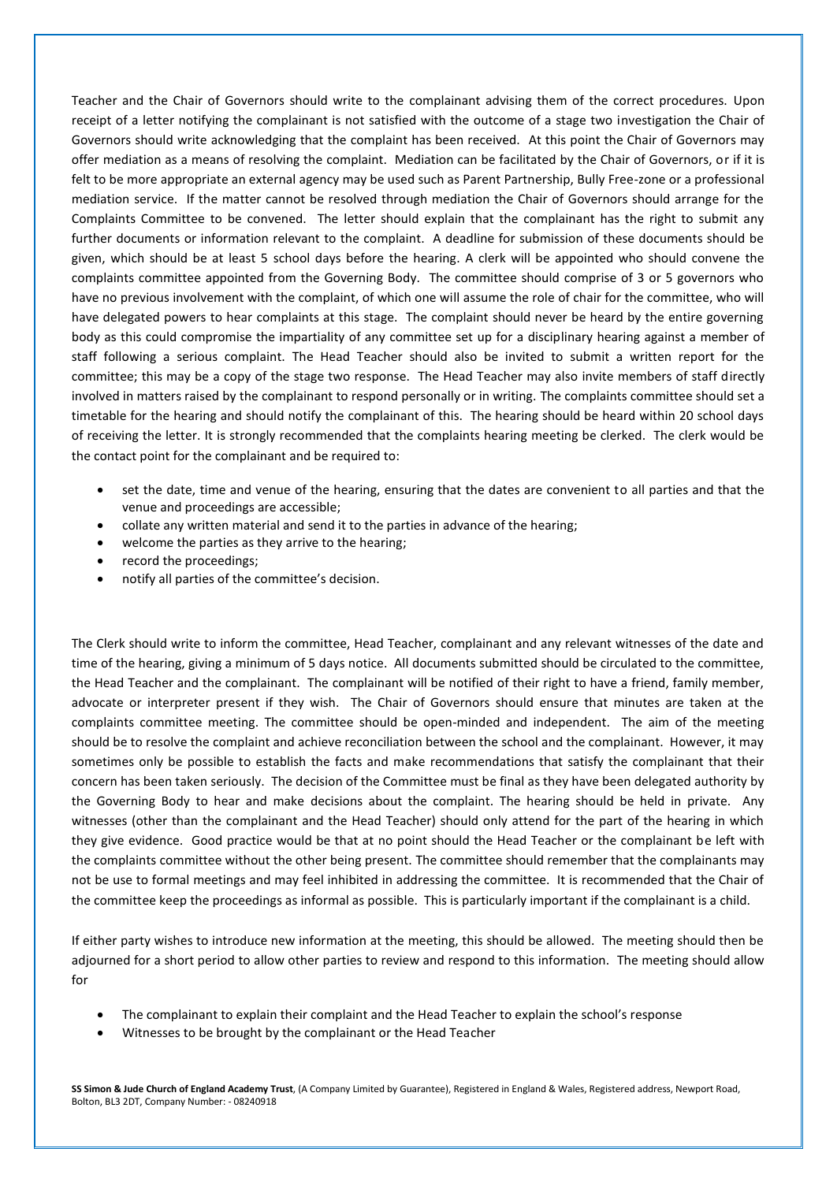Teacher and the Chair of Governors should write to the complainant advising them of the correct procedures. Upon receipt of a letter notifying the complainant is not satisfied with the outcome of a stage two investigation the Chair of Governors should write acknowledging that the complaint has been received. At this point the Chair of Governors may offer mediation as a means of resolving the complaint. Mediation can be facilitated by the Chair of Governors, or if it is felt to be more appropriate an external agency may be used such as Parent Partnership, Bully Free-zone or a professional mediation service. If the matter cannot be resolved through mediation the Chair of Governors should arrange for the Complaints Committee to be convened. The letter should explain that the complainant has the right to submit any further documents or information relevant to the complaint. A deadline for submission of these documents should be given, which should be at least 5 school days before the hearing. A clerk will be appointed who should convene the complaints committee appointed from the Governing Body. The committee should comprise of 3 or 5 governors who have no previous involvement with the complaint, of which one will assume the role of chair for the committee, who will have delegated powers to hear complaints at this stage. The complaint should never be heard by the entire governing body as this could compromise the impartiality of any committee set up for a disciplinary hearing against a member of staff following a serious complaint. The Head Teacher should also be invited to submit a written report for the committee; this may be a copy of the stage two response. The Head Teacher may also invite members of staff directly involved in matters raised by the complainant to respond personally or in writing. The complaints committee should set a timetable for the hearing and should notify the complainant of this. The hearing should be heard within 20 school days of receiving the letter. It is strongly recommended that the complaints hearing meeting be clerked. The clerk would be the contact point for the complainant and be required to:

- set the date, time and venue of the hearing, ensuring that the dates are convenient to all parties and that the venue and proceedings are accessible;
- collate any written material and send it to the parties in advance of the hearing;
- welcome the parties as they arrive to the hearing;
- record the proceedings;
- notify all parties of the committee's decision.

The Clerk should write to inform the committee, Head Teacher, complainant and any relevant witnesses of the date and time of the hearing, giving a minimum of 5 days notice. All documents submitted should be circulated to the committee, the Head Teacher and the complainant. The complainant will be notified of their right to have a friend, family member, advocate or interpreter present if they wish. The Chair of Governors should ensure that minutes are taken at the complaints committee meeting. The committee should be open-minded and independent. The aim of the meeting should be to resolve the complaint and achieve reconciliation between the school and the complainant. However, it may sometimes only be possible to establish the facts and make recommendations that satisfy the complainant that their concern has been taken seriously. The decision of the Committee must be final as they have been delegated authority by the Governing Body to hear and make decisions about the complaint. The hearing should be held in private. Any witnesses (other than the complainant and the Head Teacher) should only attend for the part of the hearing in which they give evidence. Good practice would be that at no point should the Head Teacher or the complainant be left with the complaints committee without the other being present. The committee should remember that the complainants may not be use to formal meetings and may feel inhibited in addressing the committee. It is recommended that the Chair of the committee keep the proceedings as informal as possible. This is particularly important if the complainant is a child.

If either party wishes to introduce new information at the meeting, this should be allowed. The meeting should then be adjourned for a short period to allow other parties to review and respond to this information. The meeting should allow for

- The complainant to explain their complaint and the Head Teacher to explain the school's response
- Witnesses to be brought by the complainant or the Head Teacher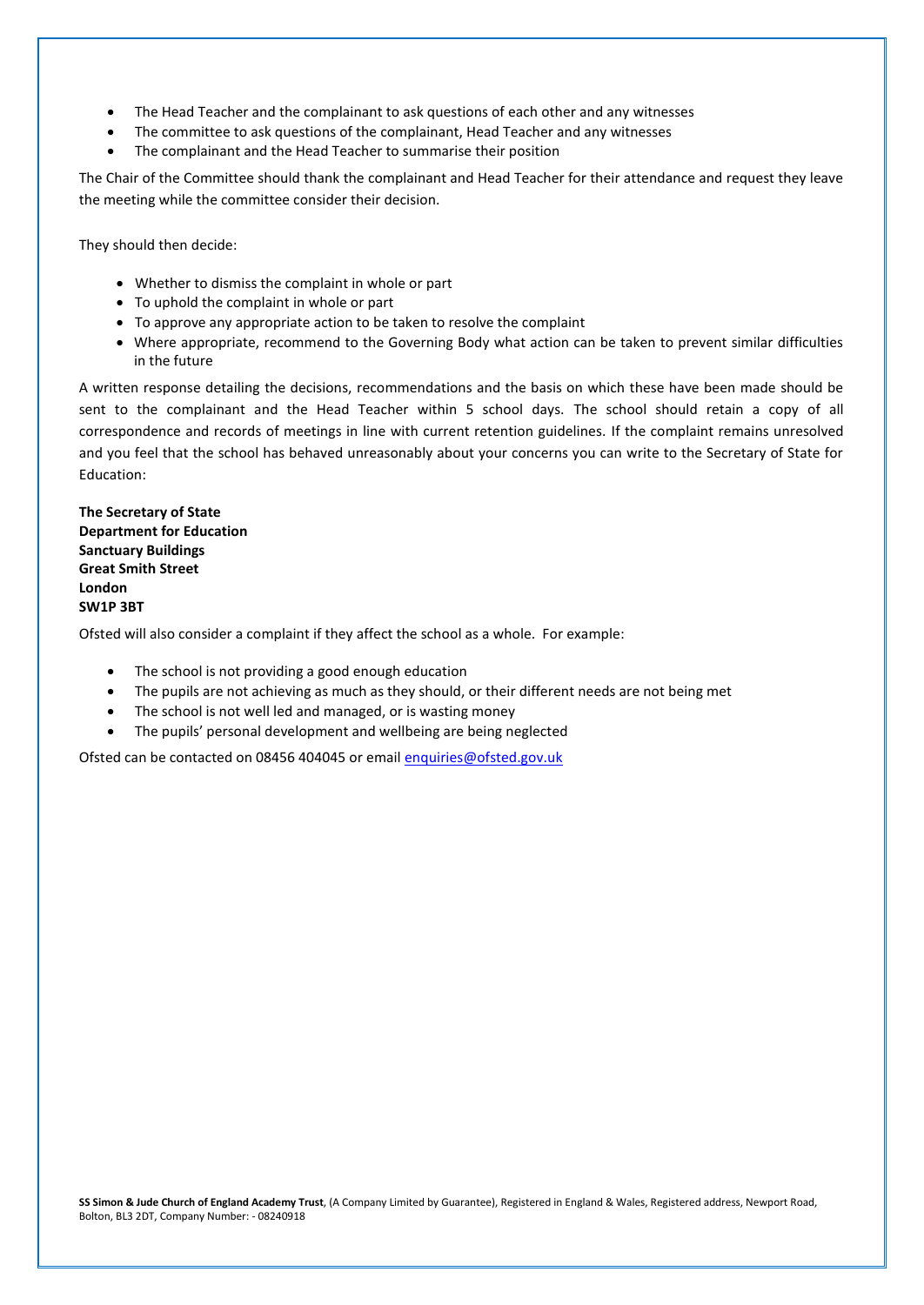- The Head Teacher and the complainant to ask questions of each other and any witnesses
- The committee to ask questions of the complainant, Head Teacher and any witnesses
- The complainant and the Head Teacher to summarise their position

The Chair of the Committee should thank the complainant and Head Teacher for their attendance and request they leave the meeting while the committee consider their decision.

They should then decide:

- Whether to dismiss the complaint in whole or part
- To uphold the complaint in whole or part
- To approve any appropriate action to be taken to resolve the complaint
- Where appropriate, recommend to the Governing Body what action can be taken to prevent similar difficulties in the future

A written response detailing the decisions, recommendations and the basis on which these have been made should be sent to the complainant and the Head Teacher within 5 school days. The school should retain a copy of all correspondence and records of meetings in line with current retention guidelines. If the complaint remains unresolved and you feel that the school has behaved unreasonably about your concerns you can write to the Secretary of State for Education:

**The Secretary of State**
**Department for Education**
**Sanctuary Buildings**
**Great Smith Street**
**London**
**SW1P 3BT**

Ofsted will also consider a complaint if they affect the school as a whole. For example:

- The school is not providing a good enough education
- The pupils are not achieving as much as they should, or their different needs are not being met
- The school is not well led and managed, or is wasting money
- The pupils' personal development and wellbeing are being neglected

Ofsted can be contacted on 08456 404045 or email enquiries@ofsted.gov.uk

**SS Simon & Jude Church of England Academy Trust**, (A Company Limited by Guarantee), Registered in England & Wales, Registered address, Newport Road, Bolton, BL3 2DT, Company Number: - 08240918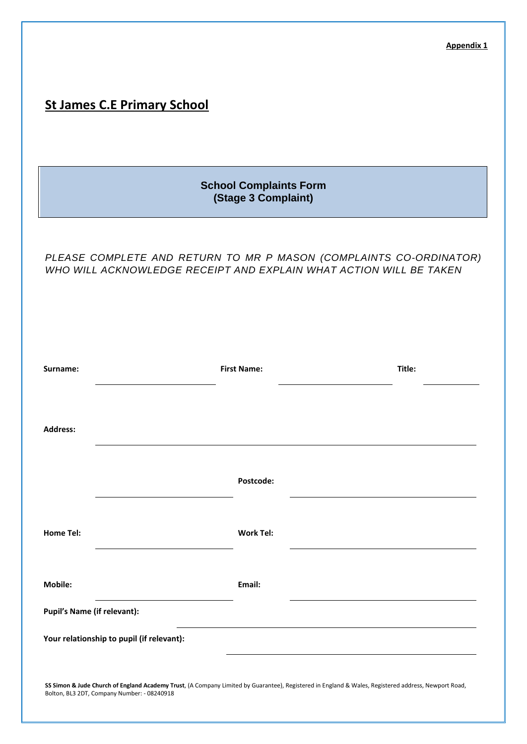**Appendix 1**

# St James C.E Primary School

## School Complaints Form (Stage 3 Complaint)

*PLEASE COMPLETE AND RETURN TO MR P MASON (COMPLAINTS CO-ORDINATOR) WHO WILL ACKNOWLEDGE RECEIPT AND EXPLAIN WHAT ACTION WILL BE TAKEN*

**Surname:** ____________________ **First Name:** ____________________ **Title:** __________

**Address:** ________________________________________________

____________________ **Postcode:** ____________________

**Home Tel:** ____________________ **Work Tel:** ____________________

**Mobile:** ____________________ **Email:** ____________________

**Pupil's Name (if relevant):** ________________________________________

**Your relationship to pupil (if relevant):** ________________________________

**SS Simon & Jude Church of England Academy Trust**, (A Company Limited by Guarantee), Registered in England & Wales, Registered address, Newport Road, Bolton, BL3 2DT, Company Number: - 08240918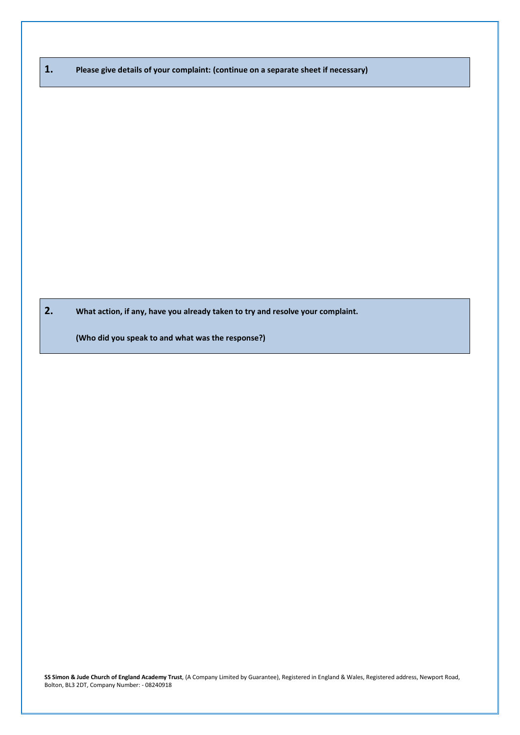**1. Please give details of your complaint: (continue on a separate sheet if necessary)**

**2. What action, if any, have you already taken to try and resolve your complaint.**

**(Who did you speak to and what was the response?)**

**SS Simon & Jude Church of England Academy Trust**, (A Company Limited by Guarantee), Registered in England & Wales, Registered address, Newport Road, Bolton, BL3 2DT, Company Number: - 08240918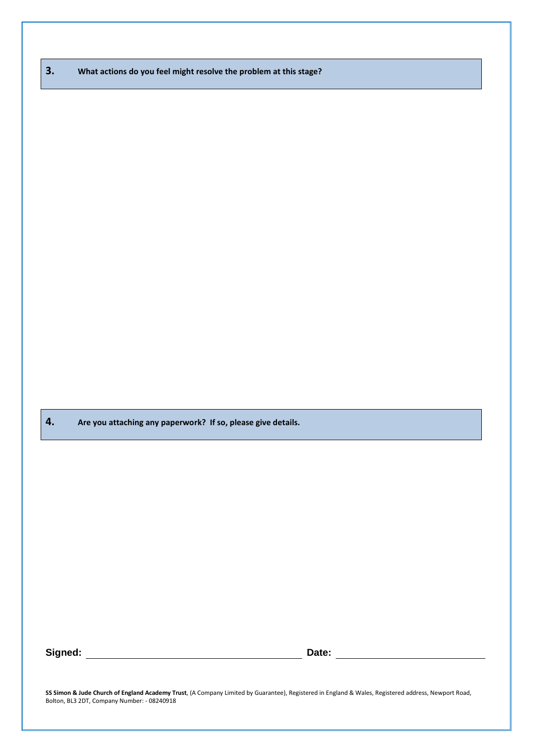**3.** **What actions do you feel might resolve the problem at this stage?**

**4.** **Are you attaching any paperwork? If so, please give details.**

**Signed:** ______________________________ **Date:** ____________________

**SS Simon & Jude Church of England Academy Trust**, (A Company Limited by Guarantee), Registered in England & Wales, Registered address, Newport Road, Bolton, BL3 2DT, Company Number: - 08240918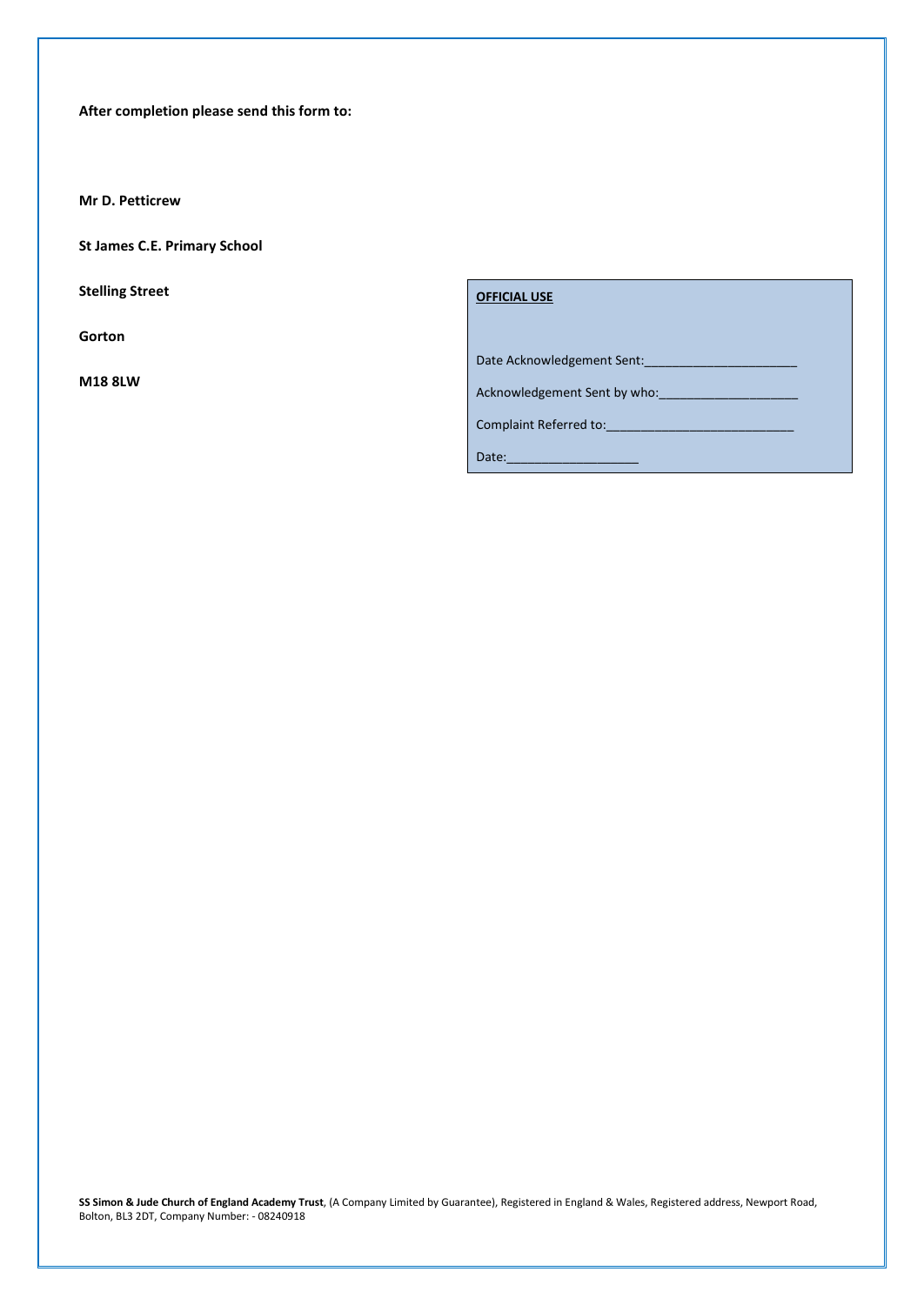**After completion please send this form to:**

**Mr D. Petticrew**

**St James C.E. Primary School**

**Stelling Street**

**Gorton**

**M18 8LW**

**<u>OFFICIAL USE</u>**

Date Acknowledgement Sent:______________________

Acknowledgement Sent by who:____________________

Complaint Referred to:___________________________

Date:__________________

**SS Simon & Jude Church of England Academy Trust**, (A Company Limited by Guarantee), Registered in England & Wales, Registered address, Newport Road, Bolton, BL3 2DT, Company Number: - 08240918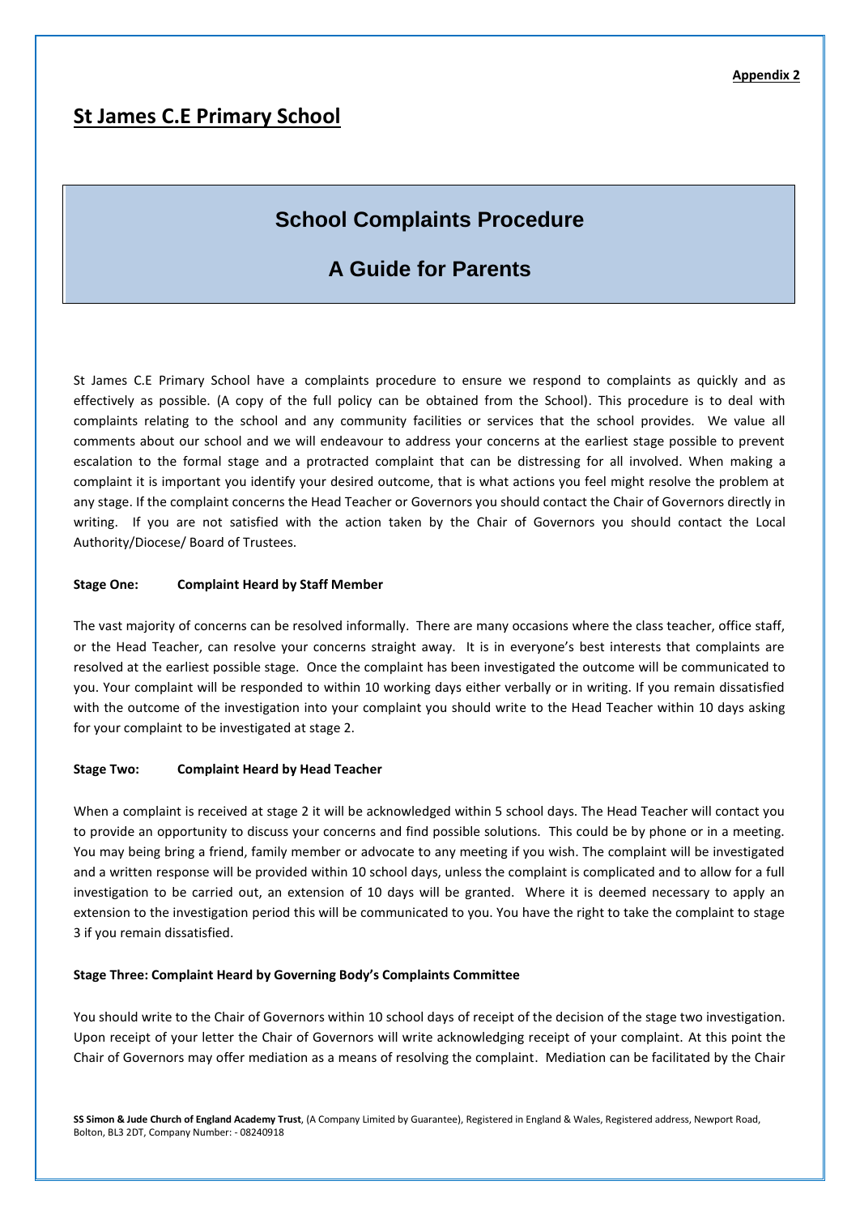**Appendix 2**

# St James C.E Primary School

## School Complaints Procedure

## A Guide for Parents

St James C.E Primary School have a complaints procedure to ensure we respond to complaints as quickly and as effectively as possible. (A copy of the full policy can be obtained from the School). This procedure is to deal with complaints relating to the school and any community facilities or services that the school provides. We value all comments about our school and we will endeavour to address your concerns at the earliest stage possible to prevent escalation to the formal stage and a protracted complaint that can be distressing for all involved. When making a complaint it is important you identify your desired outcome, that is what actions you feel might resolve the problem at any stage. If the complaint concerns the Head Teacher or Governors you should contact the Chair of Governors directly in writing. If you are not satisfied with the action taken by the Chair of Governors you should contact the Local Authority/Diocese/ Board of Trustees.

**Stage One: Complaint Heard by Staff Member**

The vast majority of concerns can be resolved informally. There are many occasions where the class teacher, office staff, or the Head Teacher, can resolve your concerns straight away. It is in everyone's best interests that complaints are resolved at the earliest possible stage. Once the complaint has been investigated the outcome will be communicated to you. Your complaint will be responded to within 10 working days either verbally or in writing. If you remain dissatisfied with the outcome of the investigation into your complaint you should write to the Head Teacher within 10 days asking for your complaint to be investigated at stage 2.

**Stage Two: Complaint Heard by Head Teacher**

When a complaint is received at stage 2 it will be acknowledged within 5 school days. The Head Teacher will contact you to provide an opportunity to discuss your concerns and find possible solutions. This could be by phone or in a meeting. You may being bring a friend, family member or advocate to any meeting if you wish. The complaint will be investigated and a written response will be provided within 10 school days, unless the complaint is complicated and to allow for a full investigation to be carried out, an extension of 10 days will be granted. Where it is deemed necessary to apply an extension to the investigation period this will be communicated to you. You have the right to take the complaint to stage 3 if you remain dissatisfied.

**Stage Three: Complaint Heard by Governing Body's Complaints Committee**

You should write to the Chair of Governors within 10 school days of receipt of the decision of the stage two investigation. Upon receipt of your letter the Chair of Governors will write acknowledging receipt of your complaint. At this point the Chair of Governors may offer mediation as a means of resolving the complaint. Mediation can be facilitated by the Chair

**SS Simon & Jude Church of England Academy Trust**, (A Company Limited by Guarantee), Registered in England & Wales, Registered address, Newport Road, Bolton, BL3 2DT, Company Number: - 08240918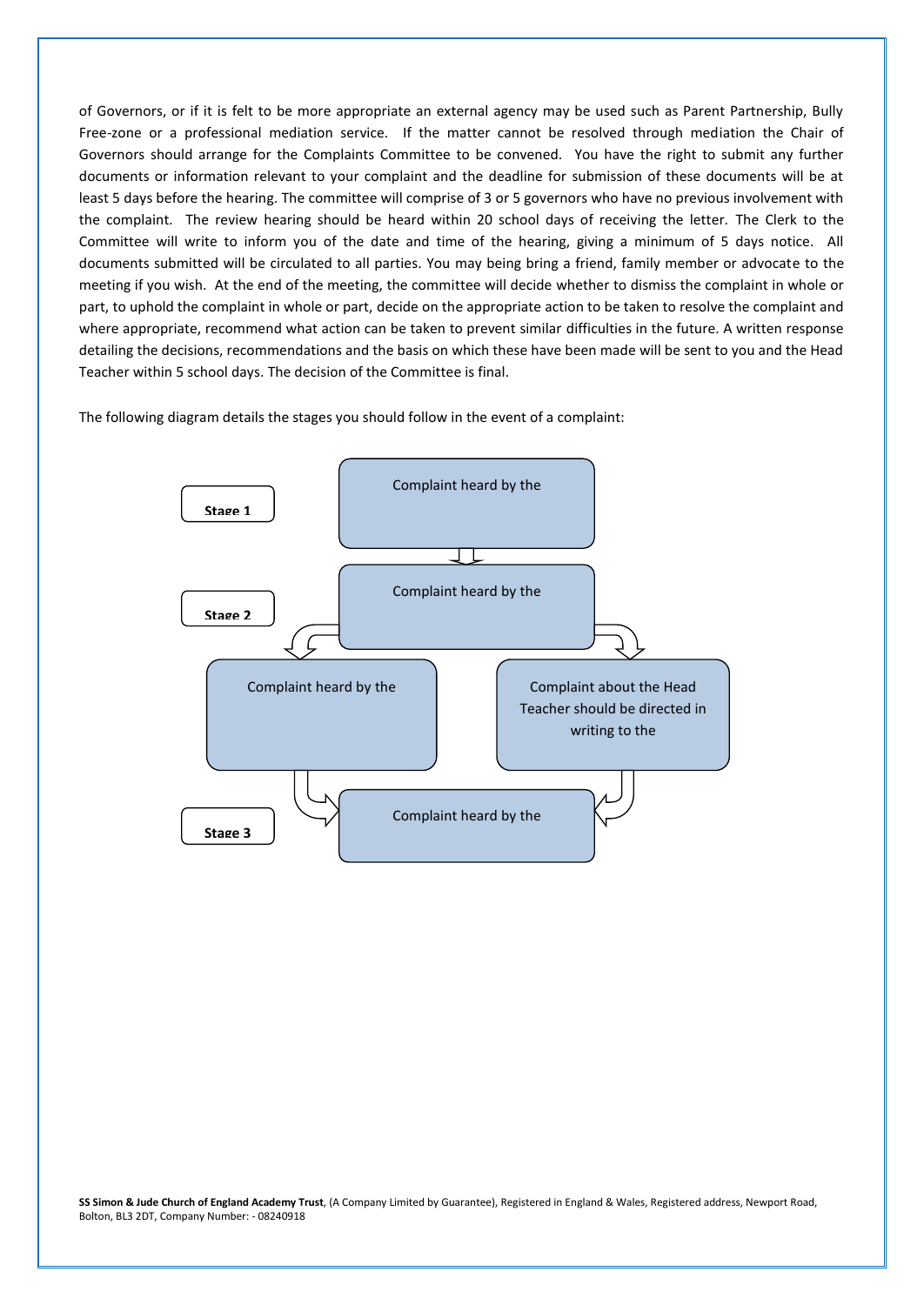of Governors, or if it is felt to be more appropriate an external agency may be used such as Parent Partnership, Bully Free-zone or a professional mediation service. If the matter cannot be resolved through mediation the Chair of Governors should arrange for the Complaints Committee to be convened. You have the right to submit any further documents or information relevant to your complaint and the deadline for submission of these documents will be at least 5 days before the hearing. The committee will comprise of 3 or 5 governors who have no previous involvement with the complaint. The review hearing should be heard within 20 school days of receiving the letter. The Clerk to the Committee will write to inform you of the date and time of the hearing, giving a minimum of 5 days notice. All documents submitted will be circulated to all parties. You may being bring a friend, family member or advocate to the meeting if you wish. At the end of the meeting, the committee will decide whether to dismiss the complaint in whole or part, to uphold the complaint in whole or part, decide on the appropriate action to be taken to resolve the complaint and where appropriate, recommend what action can be taken to prevent similar difficulties in the future. A written response detailing the decisions, recommendations and the basis on which these have been made will be sent to you and the Head Teacher within 5 school days. The decision of the Committee is final.

The following diagram details the stages you should follow in the event of a complaint:

Stage 1

Complaint heard by the

Stage 2

Complaint heard by the

Complaint heard by the

Complaint about the Head Teacher should be directed in writing to the

Stage 3

Complaint heard by the

**SS Simon & Jude Church of England Academy Trust**, (A Company Limited by Guarantee), Registered in England & Wales, Registered address, Newport Road, Bolton, BL3 2DT, Company Number: - 08240918